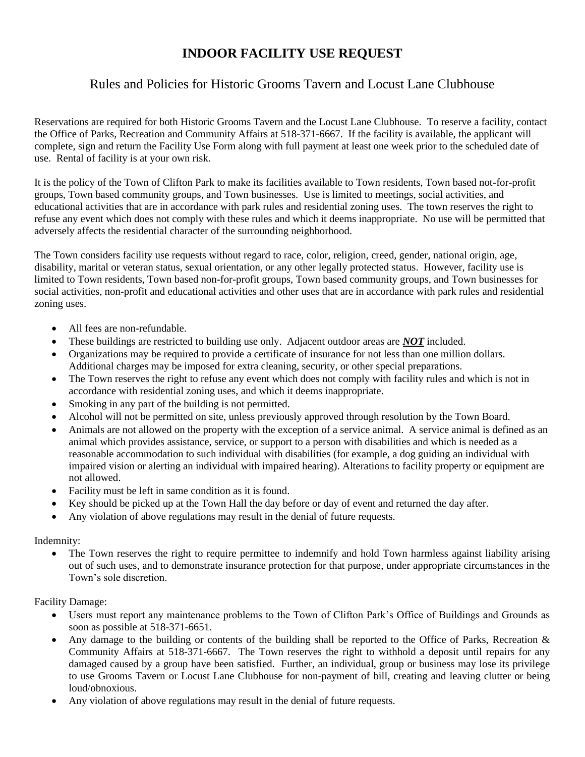# INDOOR FACILITY USE REQUEST

## Rules and Policies for Historic Grooms Tavern and Locust Lane Clubhouse

Reservations are required for both Historic Grooms Tavern and the Locust Lane Clubhouse. To reserve a facility, contact the Office of Parks, Recreation and Community Affairs at 518-371-6667. If the facility is available, the applicant will complete, sign and return the Facility Use Form along with full payment at least one week prior to the scheduled date of use. Rental of facility is at your own risk.

It is the policy of the Town of Clifton Park to make its facilities available to Town residents, Town based not-for-profit groups, Town based community groups, and Town businesses. Use is limited to meetings, social activities, and educational activities that are in accordance with park rules and residential zoning uses. The town reserves the right to refuse any event which does not comply with these rules and which it deems inappropriate. No use will be permitted that adversely affects the residential character of the surrounding neighborhood.

The Town considers facility use requests without regard to race, color, religion, creed, gender, national origin, age, disability, marital or veteran status, sexual orientation, or any other legally protected status. However, facility use is limited to Town residents, Town based non-for-profit groups, Town based community groups, and Town businesses for social activities, non-profit and educational activities and other uses that are in accordance with park rules and residential zoning uses.

- All fees are non-refundable.
- These buildings are restricted to building use only. Adjacent outdoor areas are ***NOT*** included.
- Organizations may be required to provide a certificate of insurance for not less than one million dollars. Additional charges may be imposed for extra cleaning, security, or other special preparations.
- The Town reserves the right to refuse any event which does not comply with facility rules and which is not in accordance with residential zoning uses, and which it deems inappropriate.
- Smoking in any part of the building is not permitted.
- Alcohol will not be permitted on site, unless previously approved through resolution by the Town Board.
- Animals are not allowed on the property with the exception of a service animal. A service animal is defined as an animal which provides assistance, service, or support to a person with disabilities and which is needed as a reasonable accommodation to such individual with disabilities (for example, a dog guiding an individual with impaired vision or alerting an individual with impaired hearing). Alterations to facility property or equipment are not allowed.
- Facility must be left in same condition as it is found.
- Key should be picked up at the Town Hall the day before or day of event and returned the day after.
- Any violation of above regulations may result in the denial of future requests.

Indemnity:

- The Town reserves the right to require permittee to indemnify and hold Town harmless against liability arising out of such uses, and to demonstrate insurance protection for that purpose, under appropriate circumstances in the Town's sole discretion.

Facility Damage:

- Users must report any maintenance problems to the Town of Clifton Park's Office of Buildings and Grounds as soon as possible at 518-371-6651.
- Any damage to the building or contents of the building shall be reported to the Office of Parks, Recreation & Community Affairs at 518-371-6667. The Town reserves the right to withhold a deposit until repairs for any damaged caused by a group have been satisfied. Further, an individual, group or business may lose its privilege to use Grooms Tavern or Locust Lane Clubhouse for non-payment of bill, creating and leaving clutter or being loud/obnoxious.
- Any violation of above regulations may result in the denial of future requests.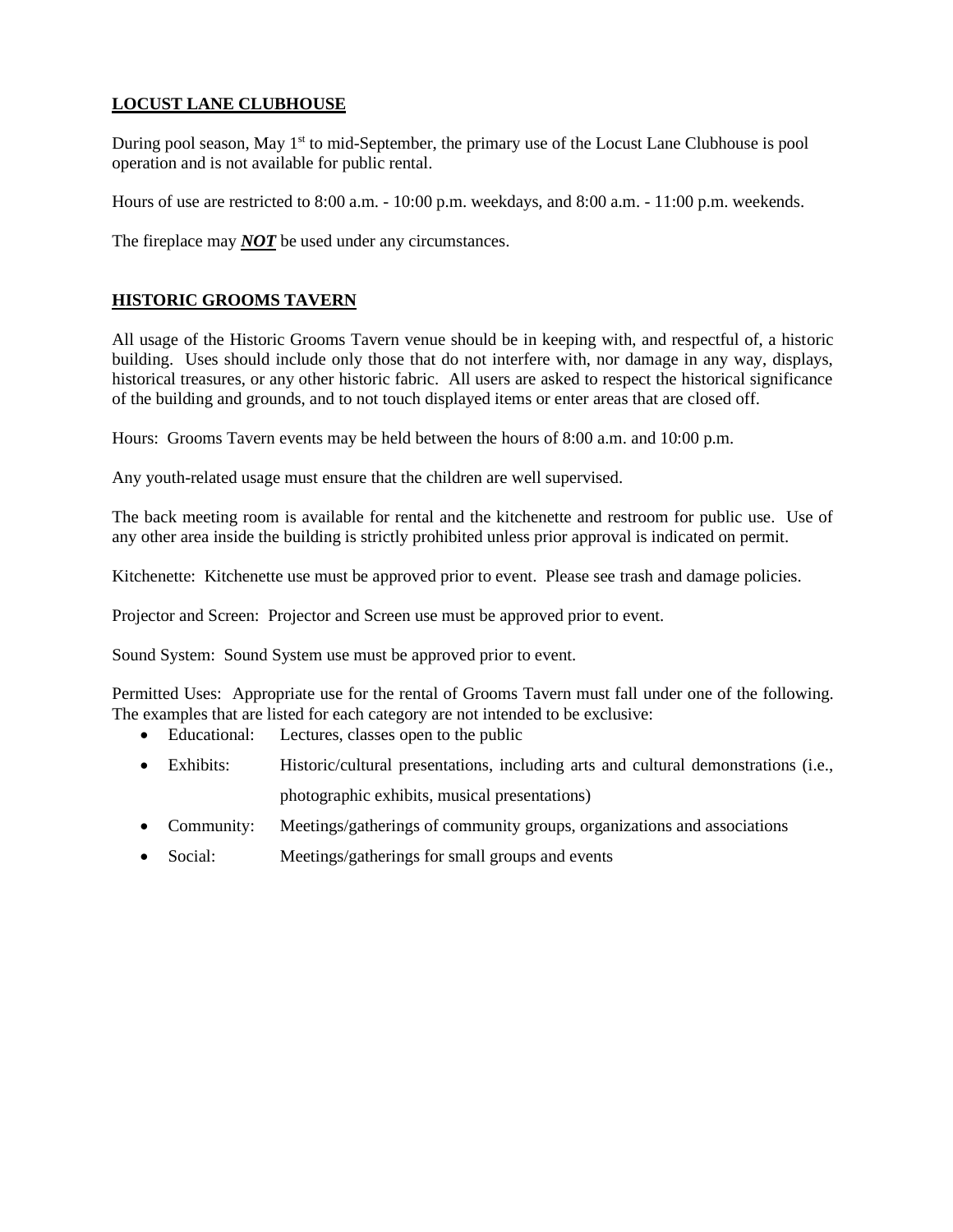## LOCUST LANE CLUBHOUSE

During pool season, May 1st to mid-September, the primary use of the Locust Lane Clubhouse is pool operation and is not available for public rental.

Hours of use are restricted to 8:00 a.m. - 10:00 p.m. weekdays, and 8:00 a.m. - 11:00 p.m. weekends.

The fireplace may ***NOT*** be used under any circumstances.

## HISTORIC GROOMS TAVERN

All usage of the Historic Grooms Tavern venue should be in keeping with, and respectful of, a historic building. Uses should include only those that do not interfere with, nor damage in any way, displays, historical treasures, or any other historic fabric. All users are asked to respect the historical significance of the building and grounds, and to not touch displayed items or enter areas that are closed off.

Hours: Grooms Tavern events may be held between the hours of 8:00 a.m. and 10:00 p.m.

Any youth-related usage must ensure that the children are well supervised.

The back meeting room is available for rental and the kitchenette and restroom for public use. Use of any other area inside the building is strictly prohibited unless prior approval is indicated on permit.

Kitchenette: Kitchenette use must be approved prior to event. Please see trash and damage policies.

Projector and Screen: Projector and Screen use must be approved prior to event.

Sound System: Sound System use must be approved prior to event.

Permitted Uses: Appropriate use for the rental of Grooms Tavern must fall under one of the following. The examples that are listed for each category are not intended to be exclusive:

- Educational: Lectures, classes open to the public
- Exhibits: Historic/cultural presentations, including arts and cultural demonstrations (i.e., photographic exhibits, musical presentations)
- Community: Meetings/gatherings of community groups, organizations and associations
- Social: Meetings/gatherings for small groups and events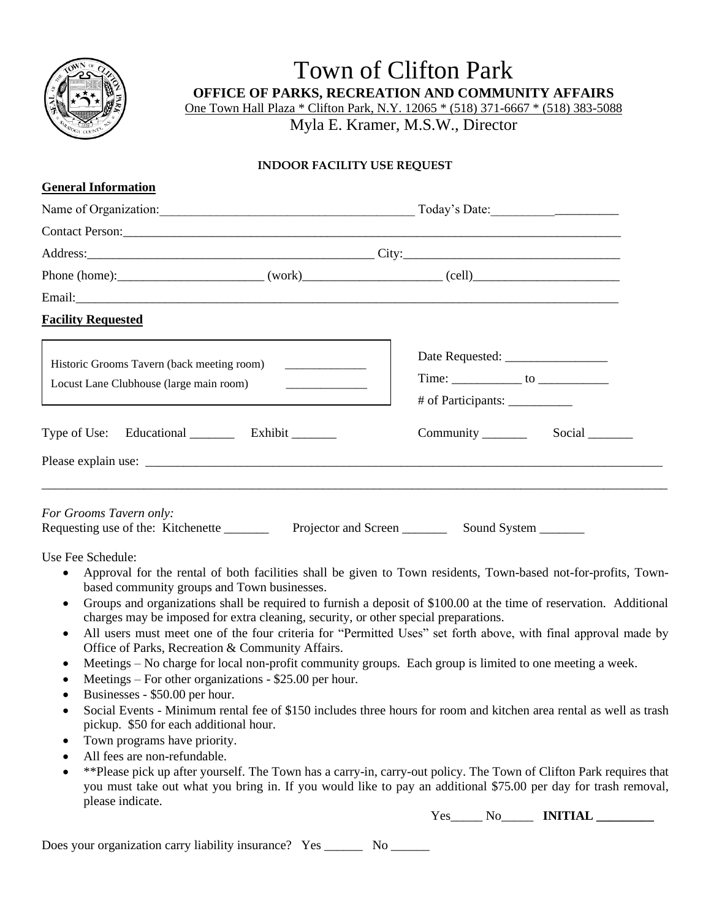# Town of Clifton Park

**OFFICE OF PARKS, RECREATION AND COMMUNITY AFFAIRS**

One Town Hall Plaza * Clifton Park, N.Y. 12065 * (518) 371-6667 * (518) 383-5088

Myla E. Kramer, M.S.W., Director

**INDOOR FACILITY USE REQUEST**

**General Information**

Name of Organization:________________________________________ Today's Date:__________ __________

Contact Person:________________________________________________________________________________

Address:_____________________________________________ City:_________________________________

Phone (home):______________________ (work)_____________________ (cell)______________________

Email:___________________________________________________________________________________

**Facility Requested**

Historic Grooms Tavern (back meeting room) _____________

Locust Lane Clubhouse (large main room) _____________

Date Requested: ________________

Time: ___________ to ___________

# of Participants: __________

Type of Use: Educational _______ Exhibit _______ Community _______ Social _______

Please explain use: ____________________________________________________________________________

_______________________________________________________________________________________________

*For Grooms Tavern only:*

Requesting use of the: Kitchenette _______ Projector and Screen _______ Sound System _______

Use Fee Schedule:

- Approval for the rental of both facilities shall be given to Town residents, Town-based not-for-profits, Town-based community groups and Town businesses.
- Groups and organizations shall be required to furnish a deposit of $100.00 at the time of reservation. Additional charges may be imposed for extra cleaning, security, or other special preparations.
- All users must meet one of the four criteria for "Permitted Uses" set forth above, with final approval made by Office of Parks, Recreation & Community Affairs.
- Meetings – No charge for local non-profit community groups. Each group is limited to one meeting a week.
- Meetings – For other organizations - $25.00 per hour.
- Businesses - $50.00 per hour.
- Social Events - Minimum rental fee of $150 includes three hours for room and kitchen area rental as well as trash pickup. $50 for each additional hour.
- Town programs have priority.
- All fees are non-refundable.
- **Please pick up after yourself. The Town has a carry-in, carry-out policy. The Town of Clifton Park requires that you must take out what you bring in. If you would like to pay an additional $75.00 per day for trash removal, please indicate.

Yes_____ No_____ **INITIAL _________**

Does your organization carry liability insurance? Yes ______ No ______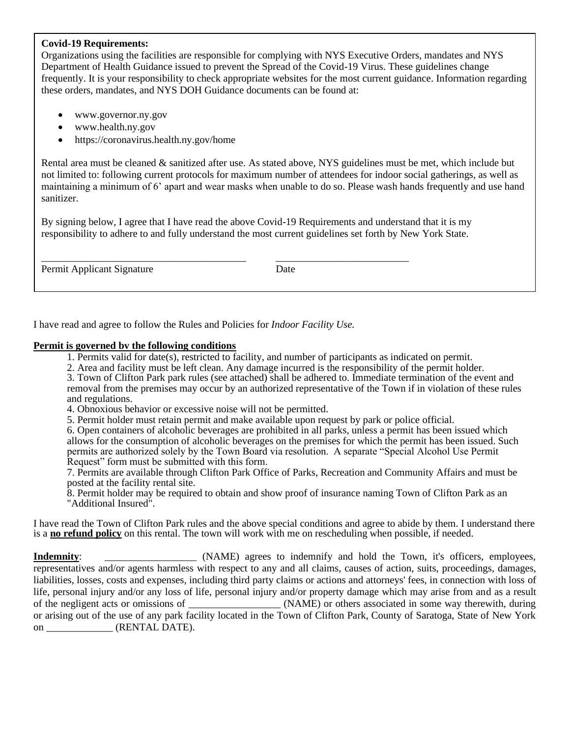**Covid-19 Requirements:**
Organizations using the facilities are responsible for complying with NYS Executive Orders, mandates and NYS Department of Health Guidance issued to prevent the Spread of the Covid-19 Virus. These guidelines change frequently. It is your responsibility to check appropriate websites for the most current guidance. Information regarding these orders, mandates, and NYS DOH Guidance documents can be found at:

- www.governor.ny.gov
- www.health.ny.gov
- https://coronavirus.health.ny.gov/home

Rental area must be cleaned & sanitized after use. As stated above, NYS guidelines must be met, which include but not limited to: following current protocols for maximum number of attendees for indoor social gatherings, as well as maintaining a minimum of 6' apart and wear masks when unable to do so. Please wash hands frequently and use hand sanitizer.

By signing below, I agree that I have read the above Covid-19 Requirements and understand that it is my responsibility to adhere to and fully understand the most current guidelines set forth by New York State.

_________________________________________ __________________________

Permit Applicant Signature Date

I have read and agree to follow the Rules and Policies for *Indoor Facility Use.*

**Permit is governed bv the following conditions**

1. Permits valid for date(s), restricted to facility, and number of participants as indicated on permit.
2. Area and facility must be left clean. Any damage incurred is the responsibility of the permit holder.
3. Town of Clifton Park park rules (see attached) shall be adhered to. Immediate termination of the event and removal from the premises may occur by an authorized representative of the Town if in violation of these rules and regulations.
4. Obnoxious behavior or excessive noise will not be permitted.
5. Permit holder must retain permit and make available upon request by park or police official.
6. Open containers of alcoholic beverages are prohibited in all parks, unless a permit has been issued which allows for the consumption of alcoholic beverages on the premises for which the permit has been issued. Such permits are authorized solely by the Town Board via resolution. A separate "Special Alcohol Use Permit Request" form must be submitted with this form.
7. Permits are available through Clifton Park Office of Parks, Recreation and Community Affairs and must be posted at the facility rental site.
8. Permit holder may be required to obtain and show proof of insurance naming Town of Clifton Park as an "Additional Insured".

I have read the Town of Clifton Park rules and the above special conditions and agree to abide by them. I understand there is a **no refund policy** on this rental. The town will work with me on rescheduling when possible, if needed.

**Indemnity**: __________________ (NAME) agrees to indemnify and hold the Town, it's officers, employees, representatives and/or agents harmless with respect to any and all claims, causes of action, suits, proceedings, damages, liabilities, losses, costs and expenses, including third party claims or actions and attorneys' fees, in connection with loss of life, personal injury and/or any loss of life, personal injury and/or property damage which may arise from and as a result of the negligent acts or omissions of __________________ (NAME) or others associated in some way therewith, during or arising out of the use of any park facility located in the Town of Clifton Park, County of Saratoga, State of New York on _____________ (RENTAL DATE).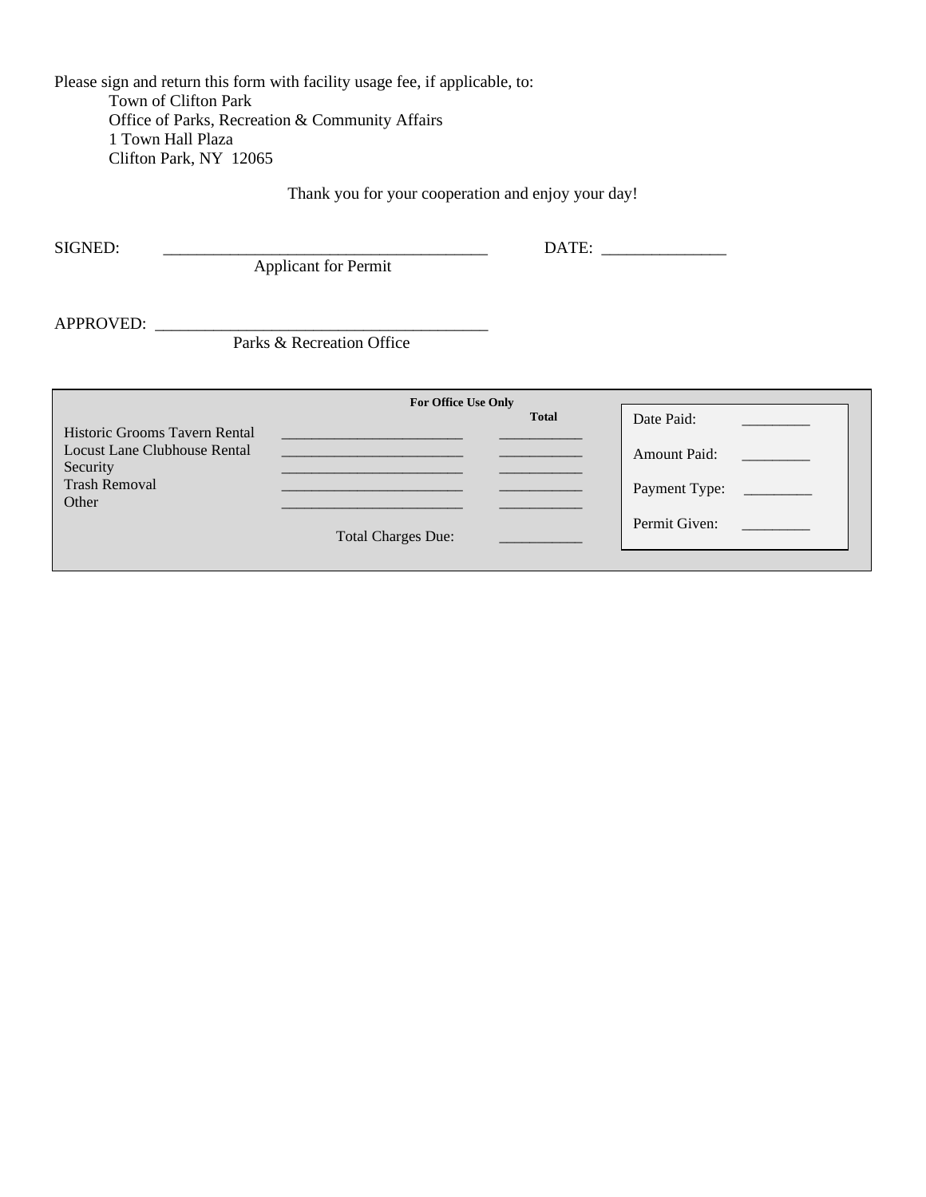Please sign and return this form with facility usage fee, if applicable, to:

Town of Clifton Park
Office of Parks, Recreation & Community Affairs
1 Town Hall Plaza
Clifton Park, NY 12065

Thank you for your cooperation and enjoy your day!

SIGNED: ________________________________________ DATE: _______________
Applicant for Permit

APPROVED: ________________________________________
Parks & Recreation Office

**For Office Use Only**

| | | Total |
|---|---|---|
| Historic Grooms Tavern Rental | _______________________ | ___________ |
| Locust Lane Clubhouse Rental | _______________________ | ___________ |
| Security | _______________________ | ___________ |
| Trash Removal | _______________________ | ___________ |
| Other | _______________________ | ___________ |
| | Total Charges Due: | ___________ |

Date Paid: _________

Amount Paid: _________

Payment Type: _________

Permit Given: _________